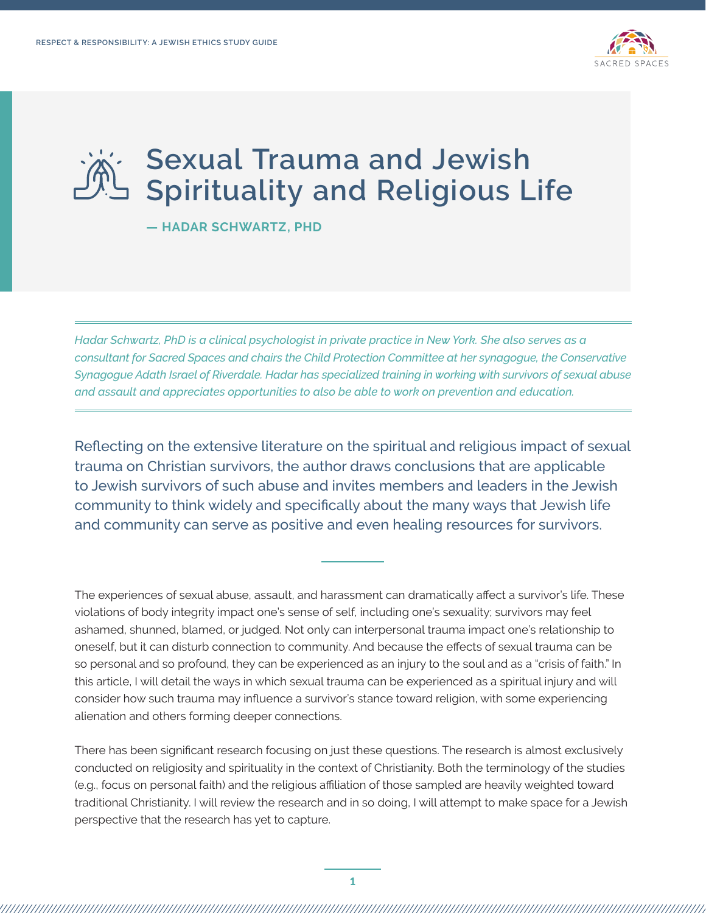# Sexual Trauma and Jewish Spirituality and Religious Life

**— HADAR SCHWARTZ, PHD**

*Hadar Schwartz, PhD is a clinical psychologist in private practice in New York. She also serves as a consultant for Sacred Spaces and chairs the Child Protection Committee at her synagogue, the Conservative Synagogue Adath Israel of Riverdale. Hadar has specialized training in working with survivors of sexual abuse and assault and appreciates opportunities to also be able to work on prevention and education.*

Reflecting on the extensive literature on the spiritual and religious impact of sexual trauma on Christian survivors, the author draws conclusions that are applicable to Jewish survivors of such abuse and invites members and leaders in the Jewish community to think widely and specifically about the many ways that Jewish life and community can serve as positive and even healing resources for survivors.

The experiences of sexual abuse, assault, and harassment can dramatically affect a survivor's life. These violations of body integrity impact one's sense of self, including one's sexuality; survivors may feel ashamed, shunned, blamed, or judged. Not only can interpersonal trauma impact one's relationship to oneself, but it can disturb connection to community. And because the effects of sexual trauma can be so personal and so profound, they can be experienced as an injury to the soul and as a "crisis of faith." In this article, I will detail the ways in which sexual trauma can be experienced as a spiritual injury and will consider how such trauma may influence a survivor's stance toward religion, with some experiencing alienation and others forming deeper connections.

There has been significant research focusing on just these questions. The research is almost exclusively conducted on religiosity and spirituality in the context of Christianity. Both the terminology of the studies (e.g., focus on personal faith) and the religious affiliation of those sampled are heavily weighted toward traditional Christianity. I will review the research and in so doing, I will attempt to make space for a Jewish perspective that the research has yet to capture.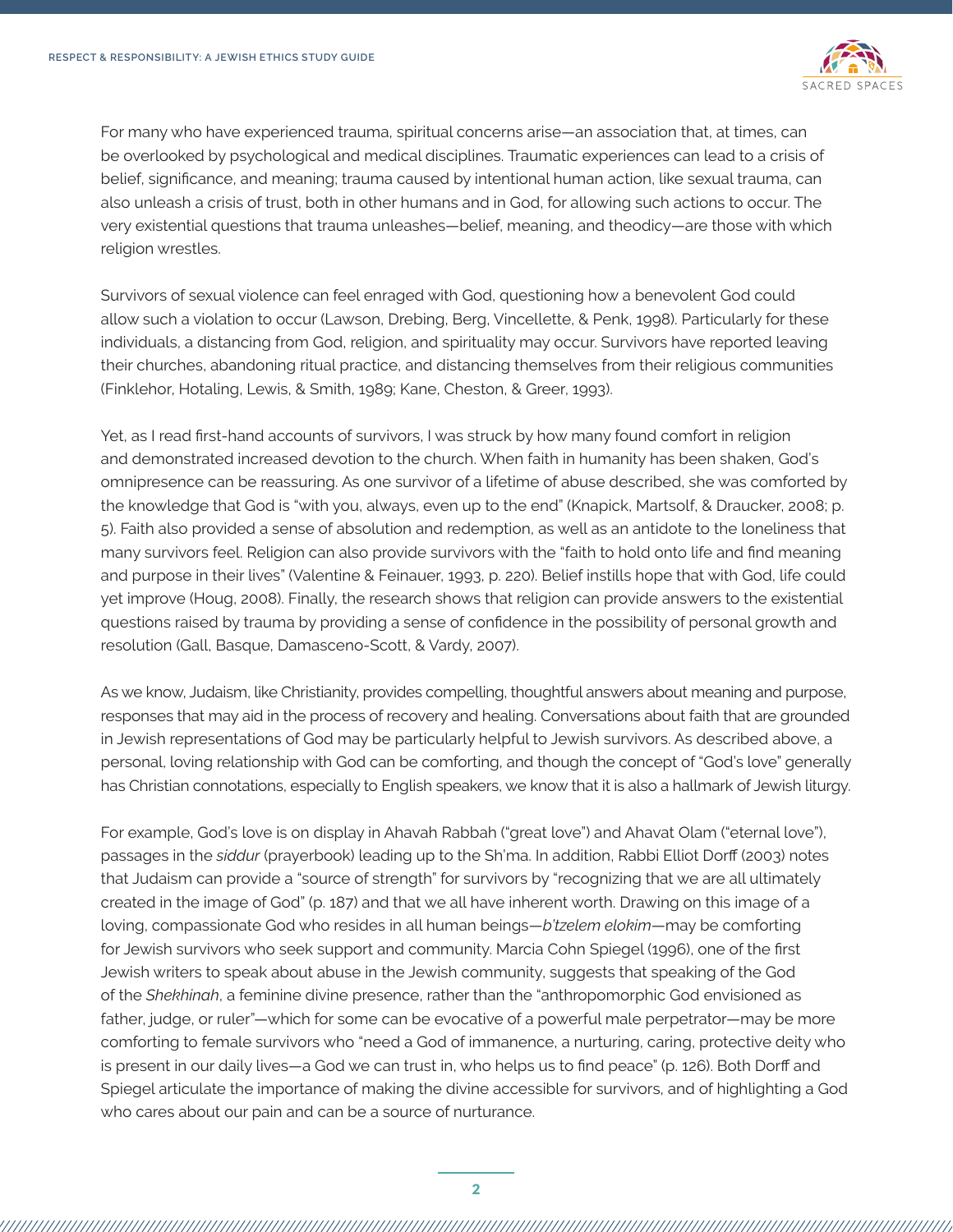For many who have experienced trauma, spiritual concerns arise—an association that, at times, can be overlooked by psychological and medical disciplines. Traumatic experiences can lead to a crisis of belief, significance, and meaning; trauma caused by intentional human action, like sexual trauma, can also unleash a crisis of trust, both in other humans and in God, for allowing such actions to occur. The very existential questions that trauma unleashes—belief, meaning, and theodicy—are those with which religion wrestles.

Survivors of sexual violence can feel enraged with God, questioning how a benevolent God could allow such a violation to occur (Lawson, Drebing, Berg, Vincellette, & Penk, 1998). Particularly for these individuals, a distancing from God, religion, and spirituality may occur. Survivors have reported leaving their churches, abandoning ritual practice, and distancing themselves from their religious communities (Finklehor, Hotaling, Lewis, & Smith, 1989; Kane, Cheston, & Greer, 1993).

Yet, as I read first-hand accounts of survivors, I was struck by how many found comfort in religion and demonstrated increased devotion to the church. When faith in humanity has been shaken, God's omnipresence can be reassuring. As one survivor of a lifetime of abuse described, she was comforted by the knowledge that God is "with you, always, even up to the end" (Knapick, Martsolf, & Draucker, 2008; p. 5). Faith also provided a sense of absolution and redemption, as well as an antidote to the loneliness that many survivors feel. Religion can also provide survivors with the "faith to hold onto life and find meaning and purpose in their lives" (Valentine & Feinauer, 1993, p. 220). Belief instills hope that with God, life could yet improve (Houg, 2008). Finally, the research shows that religion can provide answers to the existential questions raised by trauma by providing a sense of confidence in the possibility of personal growth and resolution (Gall, Basque, Damasceno-Scott, & Vardy, 2007).

As we know, Judaism, like Christianity, provides compelling, thoughtful answers about meaning and purpose, responses that may aid in the process of recovery and healing. Conversations about faith that are grounded in Jewish representations of God may be particularly helpful to Jewish survivors. As described above, a personal, loving relationship with God can be comforting, and though the concept of "God's love" generally has Christian connotations, especially to English speakers, we know that it is also a hallmark of Jewish liturgy.

For example, God's love is on display in Ahavah Rabbah ("great love") and Ahavat Olam ("eternal love"), passages in the *siddur* (prayerbook) leading up to the Sh'ma. In addition, Rabbi Elliot Dorff (2003) notes that Judaism can provide a "source of strength" for survivors by "recognizing that we are all ultimately created in the image of God" (p. 187) and that we all have inherent worth. Drawing on this image of a loving, compassionate God who resides in all human beings—*b'tzelem elokim*—may be comforting for Jewish survivors who seek support and community. Marcia Cohn Spiegel (1996), one of the first Jewish writers to speak about abuse in the Jewish community, suggests that speaking of the God of the *Shekhinah*, a feminine divine presence, rather than the "anthropomorphic God envisioned as father, judge, or ruler"—which for some can be evocative of a powerful male perpetrator—may be more comforting to female survivors who "need a God of immanence, a nurturing, caring, protective deity who is present in our daily lives—a God we can trust in, who helps us to find peace" (p. 126). Both Dorff and Spiegel articulate the importance of making the divine accessible for survivors, and of highlighting a God who cares about our pain and can be a source of nurturance.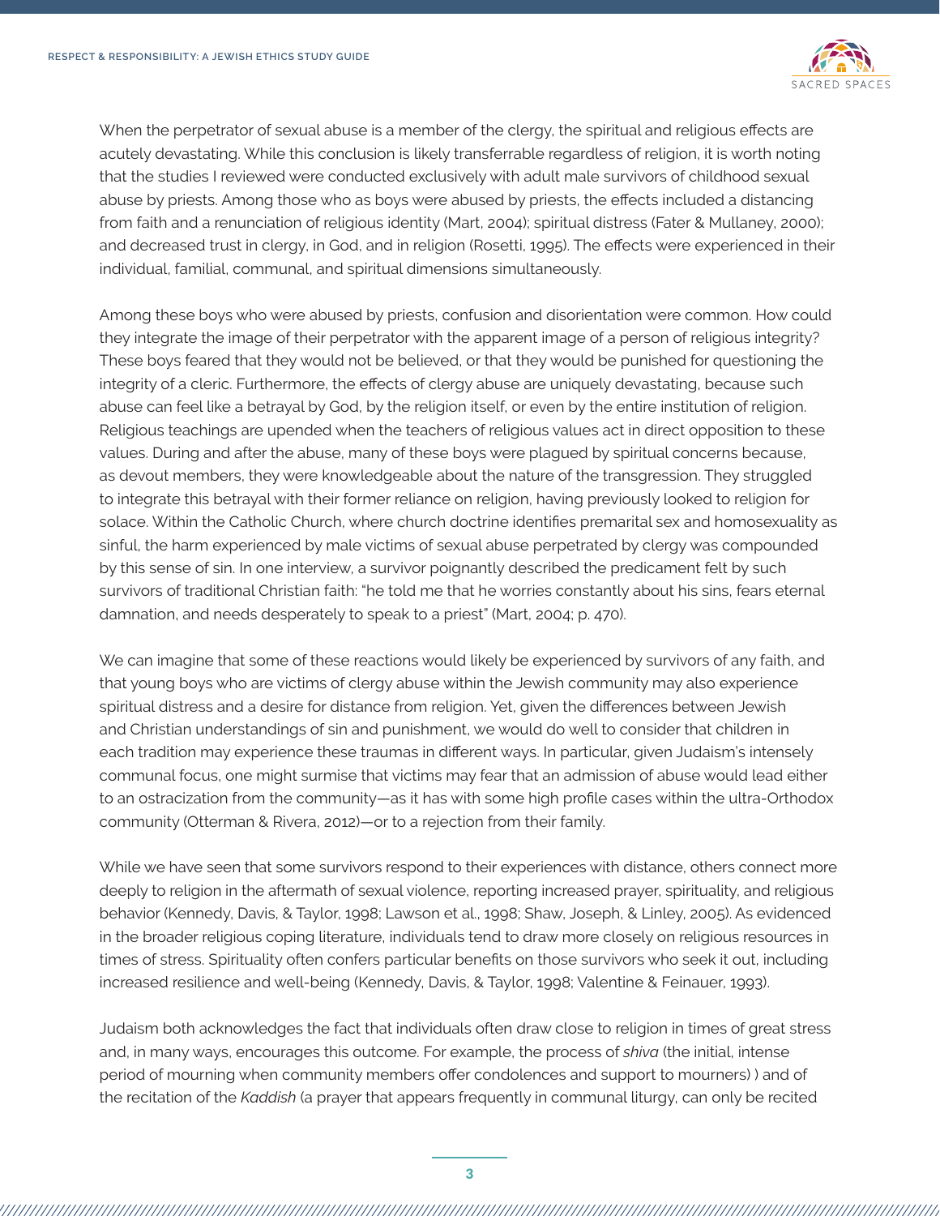When the perpetrator of sexual abuse is a member of the clergy, the spiritual and religious effects are acutely devastating. While this conclusion is likely transferrable regardless of religion, it is worth noting that the studies I reviewed were conducted exclusively with adult male survivors of childhood sexual abuse by priests. Among those who as boys were abused by priests, the effects included a distancing from faith and a renunciation of religious identity (Mart, 2004); spiritual distress (Fater & Mullaney, 2000); and decreased trust in clergy, in God, and in religion (Rosetti, 1995). The effects were experienced in their individual, familial, communal, and spiritual dimensions simultaneously.

Among these boys who were abused by priests, confusion and disorientation were common. How could they integrate the image of their perpetrator with the apparent image of a person of religious integrity? These boys feared that they would not be believed, or that they would be punished for questioning the integrity of a cleric. Furthermore, the effects of clergy abuse are uniquely devastating, because such abuse can feel like a betrayal by God, by the religion itself, or even by the entire institution of religion. Religious teachings are upended when the teachers of religious values act in direct opposition to these values. During and after the abuse, many of these boys were plagued by spiritual concerns because, as devout members, they were knowledgeable about the nature of the transgression. They struggled to integrate this betrayal with their former reliance on religion, having previously looked to religion for solace. Within the Catholic Church, where church doctrine identifies premarital sex and homosexuality as sinful, the harm experienced by male victims of sexual abuse perpetrated by clergy was compounded by this sense of sin. In one interview, a survivor poignantly described the predicament felt by such survivors of traditional Christian faith: "he told me that he worries constantly about his sins, fears eternal damnation, and needs desperately to speak to a priest" (Mart, 2004; p. 470).

We can imagine that some of these reactions would likely be experienced by survivors of any faith, and that young boys who are victims of clergy abuse within the Jewish community may also experience spiritual distress and a desire for distance from religion. Yet, given the differences between Jewish and Christian understandings of sin and punishment, we would do well to consider that children in each tradition may experience these traumas in different ways. In particular, given Judaism's intensely communal focus, one might surmise that victims may fear that an admission of abuse would lead either to an ostracization from the community—as it has with some high profile cases within the ultra-Orthodox community (Otterman & Rivera, 2012)—or to a rejection from their family.

While we have seen that some survivors respond to their experiences with distance, others connect more deeply to religion in the aftermath of sexual violence, reporting increased prayer, spirituality, and religious behavior (Kennedy, Davis, & Taylor, 1998; Lawson et al., 1998; Shaw, Joseph, & Linley, 2005). As evidenced in the broader religious coping literature, individuals tend to draw more closely on religious resources in times of stress. Spirituality often confers particular benefits on those survivors who seek it out, including increased resilience and well-being (Kennedy, Davis, & Taylor, 1998; Valentine & Feinauer, 1993).

Judaism both acknowledges the fact that individuals often draw close to religion in times of great stress and, in many ways, encourages this outcome. For example, the process of *shiva* (the initial, intense period of mourning when community members offer condolences and support to mourners) ) and of the recitation of the *Kaddish* (a prayer that appears frequently in communal liturgy, can only be recited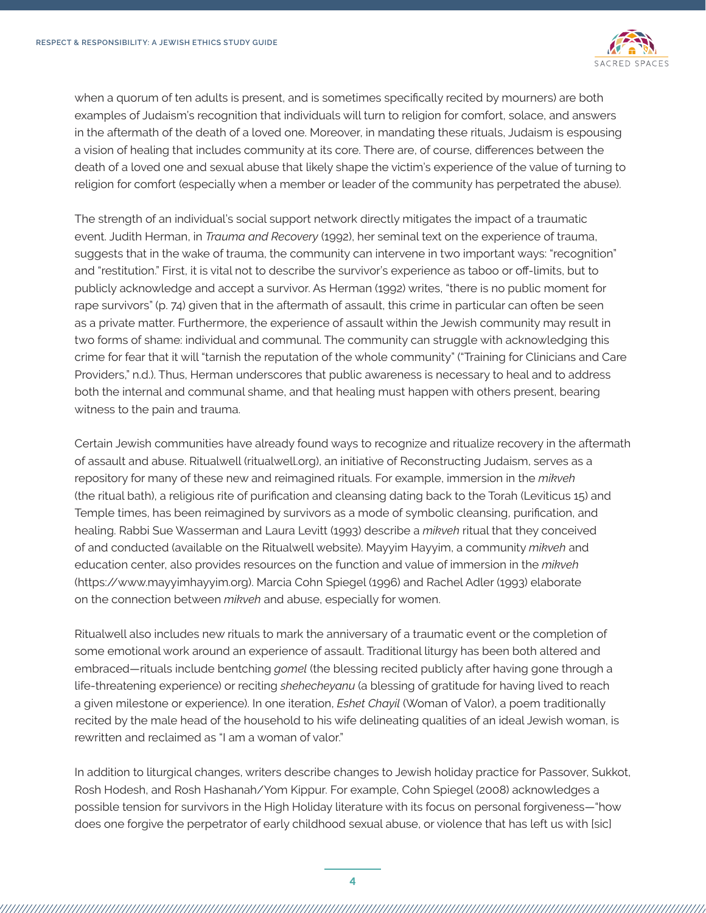when a quorum of ten adults is present, and is sometimes specifically recited by mourners) are both examples of Judaism's recognition that individuals will turn to religion for comfort, solace, and answers in the aftermath of the death of a loved one. Moreover, in mandating these rituals, Judaism is espousing a vision of healing that includes community at its core. There are, of course, differences between the death of a loved one and sexual abuse that likely shape the victim's experience of the value of turning to religion for comfort (especially when a member or leader of the community has perpetrated the abuse).

The strength of an individual's social support network directly mitigates the impact of a traumatic event. Judith Herman, in *Trauma and Recovery* (1992), her seminal text on the experience of trauma, suggests that in the wake of trauma, the community can intervene in two important ways: "recognition" and "restitution." First, it is vital not to describe the survivor's experience as taboo or off-limits, but to publicly acknowledge and accept a survivor. As Herman (1992) writes, "there is no public moment for rape survivors" (p. 74) given that in the aftermath of assault, this crime in particular can often be seen as a private matter. Furthermore, the experience of assault within the Jewish community may result in two forms of shame: individual and communal. The community can struggle with acknowledging this crime for fear that it will "tarnish the reputation of the whole community" ("Training for Clinicians and Care Providers," n.d.). Thus, Herman underscores that public awareness is necessary to heal and to address both the internal and communal shame, and that healing must happen with others present, bearing witness to the pain and trauma.

Certain Jewish communities have already found ways to recognize and ritualize recovery in the aftermath of assault and abuse. Ritualwell (ritualwell.org), an initiative of Reconstructing Judaism, serves as a repository for many of these new and reimagined rituals. For example, immersion in the *mikveh* (the ritual bath), a religious rite of purification and cleansing dating back to the Torah (Leviticus 15) and Temple times, has been reimagined by survivors as a mode of symbolic cleansing, purification, and healing. Rabbi Sue Wasserman and Laura Levitt (1993) describe a *mikveh* ritual that they conceived of and conducted (available on the Ritualwell website). Mayyim Hayyim, a community *mikveh* and education center, also provides resources on the function and value of immersion in the *mikveh* (https://www.mayyimhayyim.org). Marcia Cohn Spiegel (1996) and Rachel Adler (1993) elaborate on the connection between *mikveh* and abuse, especially for women.

Ritualwell also includes new rituals to mark the anniversary of a traumatic event or the completion of some emotional work around an experience of assault. Traditional liturgy has been both altered and embraced—rituals include bentching *gomel* (the blessing recited publicly after having gone through a life-threatening experience) or reciting *shehecheyanu* (a blessing of gratitude for having lived to reach a given milestone or experience). In one iteration, *Eshet Chayil* (Woman of Valor), a poem traditionally recited by the male head of the household to his wife delineating qualities of an ideal Jewish woman, is rewritten and reclaimed as "I am a woman of valor."

In addition to liturgical changes, writers describe changes to Jewish holiday practice for Passover, Sukkot, Rosh Hodesh, and Rosh Hashanah/Yom Kippur. For example, Cohn Spiegel (2008) acknowledges a possible tension for survivors in the High Holiday literature with its focus on personal forgiveness—"how does one forgive the perpetrator of early childhood sexual abuse, or violence that has left us with [sic]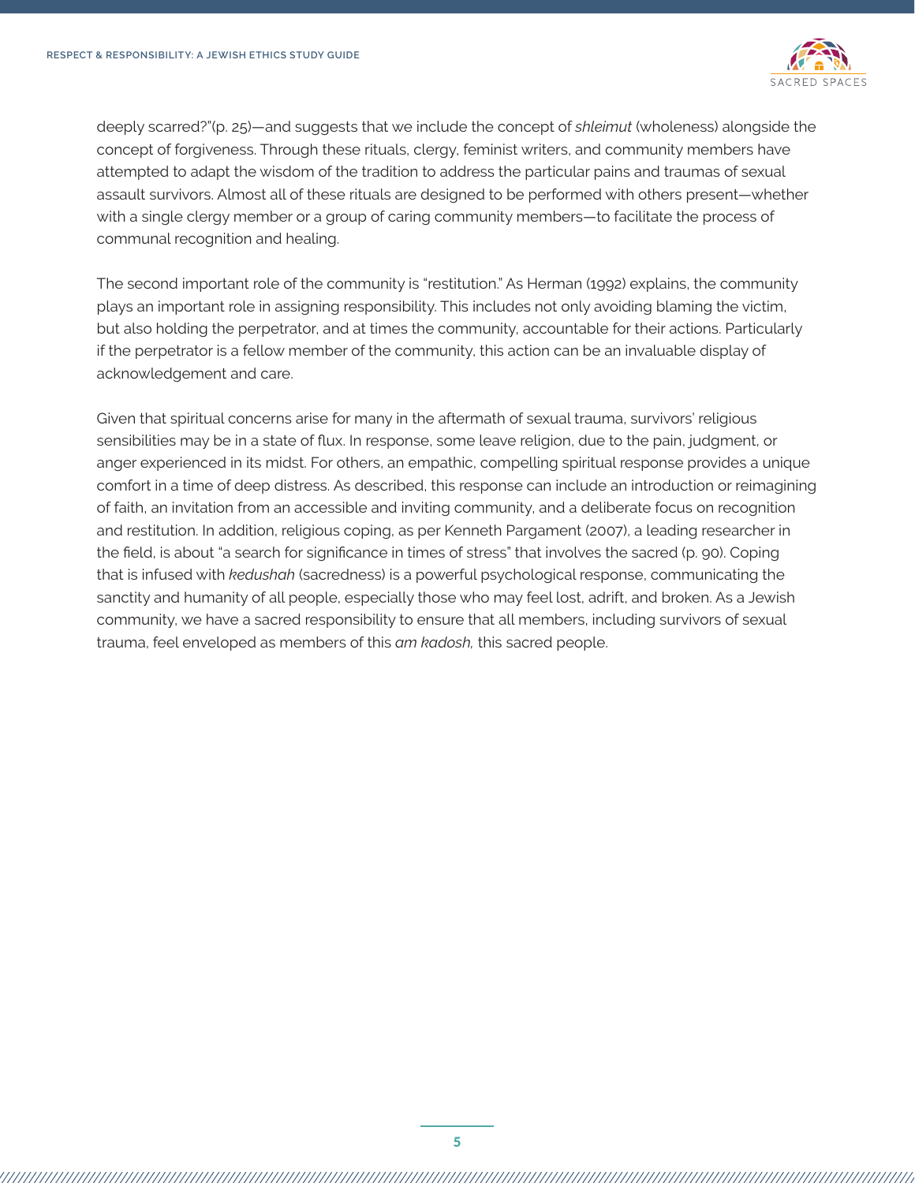deeply scarred?"(p. 25)—and suggests that we include the concept of *shleimut* (wholeness) alongside the concept of forgiveness. Through these rituals, clergy, feminist writers, and community members have attempted to adapt the wisdom of the tradition to address the particular pains and traumas of sexual assault survivors. Almost all of these rituals are designed to be performed with others present—whether with a single clergy member or a group of caring community members—to facilitate the process of communal recognition and healing.

The second important role of the community is "restitution." As Herman (1992) explains, the community plays an important role in assigning responsibility. This includes not only avoiding blaming the victim, but also holding the perpetrator, and at times the community, accountable for their actions. Particularly if the perpetrator is a fellow member of the community, this action can be an invaluable display of acknowledgement and care.

Given that spiritual concerns arise for many in the aftermath of sexual trauma, survivors' religious sensibilities may be in a state of flux. In response, some leave religion, due to the pain, judgment, or anger experienced in its midst. For others, an empathic, compelling spiritual response provides a unique comfort in a time of deep distress. As described, this response can include an introduction or reimagining of faith, an invitation from an accessible and inviting community, and a deliberate focus on recognition and restitution. In addition, religious coping, as per Kenneth Pargament (2007), a leading researcher in the field, is about "a search for significance in times of stress" that involves the sacred (p. 90). Coping that is infused with *kedushah* (sacredness) is a powerful psychological response, communicating the sanctity and humanity of all people, especially those who may feel lost, adrift, and broken. As a Jewish community, we have a sacred responsibility to ensure that all members, including survivors of sexual trauma, feel enveloped as members of this *am kadosh,* this sacred people.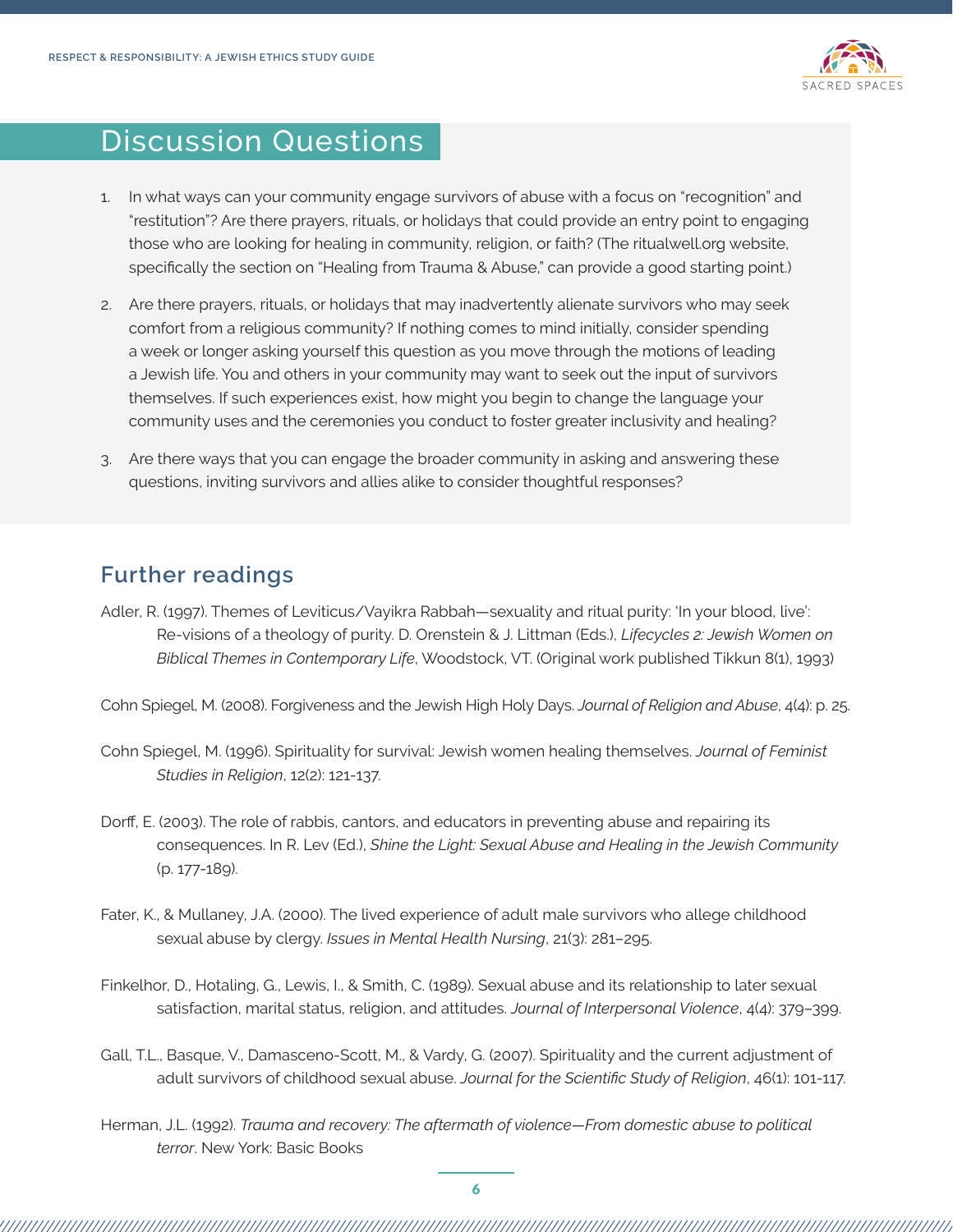## Discussion Questions

1. In what ways can your community engage survivors of abuse with a focus on "recognition" and "restitution"? Are there prayers, rituals, or holidays that could provide an entry point to engaging those who are looking for healing in community, religion, or faith? (The ritualwell.org website, specifically the section on "Healing from Trauma & Abuse," can provide a good starting point.)

2. Are there prayers, rituals, or holidays that may inadvertently alienate survivors who may seek comfort from a religious community? If nothing comes to mind initially, consider spending a week or longer asking yourself this question as you move through the motions of leading a Jewish life. You and others in your community may want to seek out the input of survivors themselves. If such experiences exist, how might you begin to change the language your community uses and the ceremonies you conduct to foster greater inclusivity and healing?

3. Are there ways that you can engage the broader community in asking and answering these questions, inviting survivors and allies alike to consider thoughtful responses?

## Further readings

Adler, R. (1997). Themes of Leviticus/Vayikra Rabbah—sexuality and ritual purity: 'In your blood, live': Re-visions of a theology of purity. D. Orenstein & J. Littman (Eds.), *Lifecycles 2: Jewish Women on Biblical Themes in Contemporary Life*, Woodstock, VT. (Original work published Tikkun 8(1), 1993)

Cohn Spiegel, M. (2008). Forgiveness and the Jewish High Holy Days. *Journal of Religion and Abuse*, 4(4): p. 25.

Cohn Spiegel, M. (1996). Spirituality for survival: Jewish women healing themselves. *Journal of Feminist Studies in Religion*, 12(2): 121-137.

Dorff, E. (2003). The role of rabbis, cantors, and educators in preventing abuse and repairing its consequences. In R. Lev (Ed.), *Shine the Light: Sexual Abuse and Healing in the Jewish Community* (p. 177-189).

Fater, K., & Mullaney, J.A. (2000). The lived experience of adult male survivors who allege childhood sexual abuse by clergy. *Issues in Mental Health Nursing*, 21(3): 281–295.

Finkelhor, D., Hotaling, G., Lewis, I., & Smith, C. (1989). Sexual abuse and its relationship to later sexual satisfaction, marital status, religion, and attitudes. *Journal of Interpersonal Violence*, 4(4): 379–399.

Gall, T.L., Basque, V., Damasceno-Scott, M., & Vardy, G. (2007). Spirituality and the current adjustment of adult survivors of childhood sexual abuse. *Journal for the Scientific Study of Religion*, 46(1): 101-117.

Herman, J.L. (1992). *Trauma and recovery: The aftermath of violence—From domestic abuse to political terror*. New York: Basic Books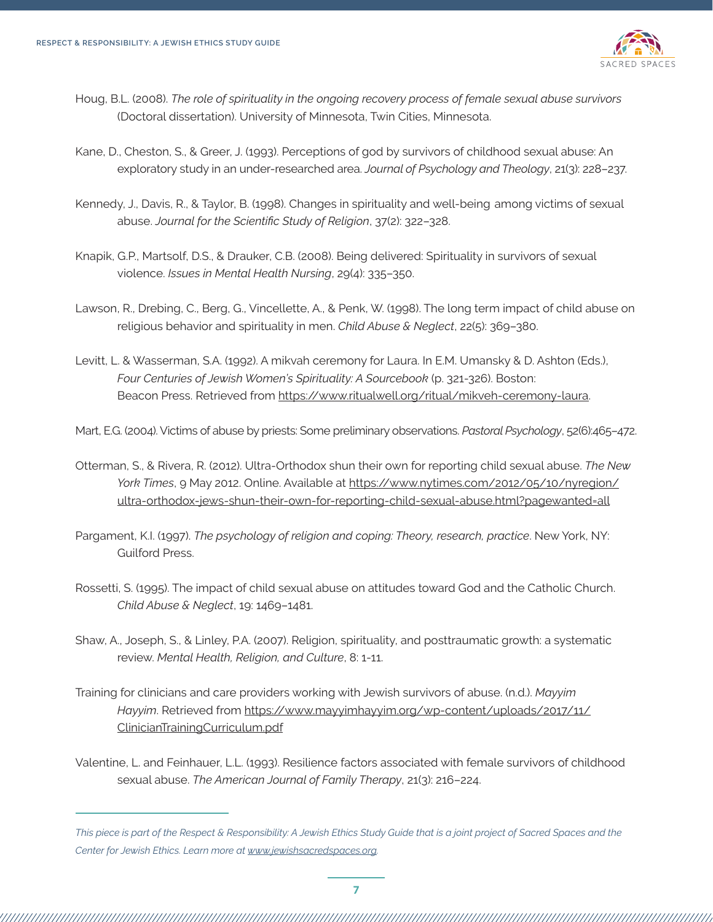Houg, B.L. (2008). *The role of spirituality in the ongoing recovery process of female sexual abuse survivors* (Doctoral dissertation). University of Minnesota, Twin Cities, Minnesota.

Kane, D., Cheston, S., & Greer, J. (1993). Perceptions of god by survivors of childhood sexual abuse: An exploratory study in an under-researched area. *Journal of Psychology and Theology*, 21(3): 228–237.

Kennedy, J., Davis, R., & Taylor, B. (1998). Changes in spirituality and well-being among victims of sexual abuse. *Journal for the Scientific Study of Religion*, 37(2): 322–328.

Knapik, G.P., Martsolf, D.S., & Drauker, C.B. (2008). Being delivered: Spirituality in survivors of sexual violence. *Issues in Mental Health Nursing*, 29(4): 335–350.

Lawson, R., Drebing, C., Berg, G., Vincellette, A., & Penk, W. (1998). The long term impact of child abuse on religious behavior and spirituality in men. *Child Abuse & Neglect*, 22(5): 369–380.

Levitt, L. & Wasserman, S.A. (1992). A mikvah ceremony for Laura. In E.M. Umansky & D. Ashton (Eds.), *Four Centuries of Jewish Women's Spirituality: A Sourcebook* (p. 321-326). Boston: Beacon Press. Retrieved from https://www.ritualwell.org/ritual/mikveh-ceremony-laura.

Mart, E.G. (2004). Victims of abuse by priests: Some preliminary observations. *Pastoral Psychology*, 52(6):465–472.

Otterman, S., & Rivera, R. (2012). Ultra-Orthodox shun their own for reporting child sexual abuse. *The New York Times*, 9 May 2012. Online. Available at https://www.nytimes.com/2012/05/10/nyregion/ultra-orthodox-jews-shun-their-own-for-reporting-child-sexual-abuse.html?pagewanted=all

Pargament, K.I. (1997). *The psychology of religion and coping: Theory, research, practice*. New York, NY: Guilford Press.

Rossetti, S. (1995). The impact of child sexual abuse on attitudes toward God and the Catholic Church. *Child Abuse & Neglect*, 19: 1469–1481.

Shaw, A., Joseph, S., & Linley, P.A. (2007). Religion, spirituality, and posttraumatic growth: a systematic review. *Mental Health, Religion, and Culture*, 8: 1-11.

Training for clinicians and care providers working with Jewish survivors of abuse. (n.d.). *Mayyim Hayyim*. Retrieved from https://www.mayyimhayyim.org/wp-content/uploads/2017/11/ClinicianTrainingCurriculum.pdf

Valentine, L. and Feinhauer, L.L. (1993). Resilience factors associated with female survivors of childhood sexual abuse. *The American Journal of Family Therapy*, 21(3): 216–224.

---

*This piece is part of the Respect & Responsibility: A Jewish Ethics Study Guide that is a joint project of Sacred Spaces and the Center for Jewish Ethics. Learn more at www.jewishsacredspaces.org.*